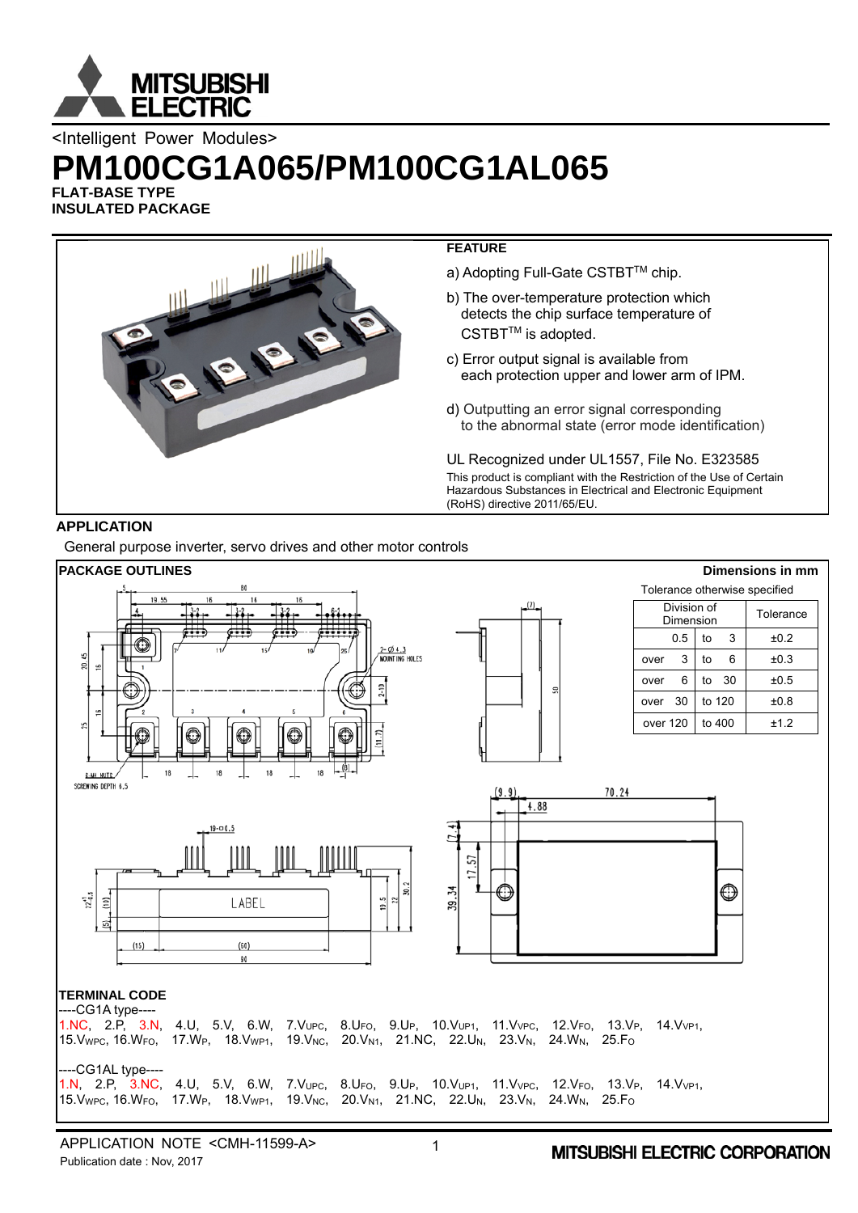<Intelligent Power Modules>

# PM100CG1A065/PM100CG1AL065

**FLAT-BASE TYPE**
**INSULATED PACKAGE**

## FEATURE

a) Adopting Full-Gate CSTBT™ chip.

b) The over-temperature protection which detects the chip surface temperature of CSTBT™ is adopted.

c) Error output signal is available from each protection upper and lower arm of IPM.

d) Outputting an error signal corresponding to the abnormal state (error mode identification)

UL Recognized under UL1557, File No. E323585

This product is compliant with the Restriction of the Use of Certain Hazardous Substances in Electrical and Electronic Equipment (RoHS) directive 2011/65/EU.

## APPLICATION

General purpose inverter, servo drives and other motor controls

## PACKAGE OUTLINES

Dimensions in mm

Tolerance otherwise specified

| Division of Dimension | | | Tolerance |
|---|---|---|---|
| | 0.5 | to 3 | ±0.2 |
| over | 3 | to 6 | ±0.3 |
| over | 6 | to 30 | ±0.5 |
| over | 30 | to 120 | ±0.8 |
| over 120 | | to 400 | ±1.2 |

## TERMINAL CODE

----CG1A type----

1.NC, 2.P, 3.N, 4.U, 5.V, 6.W, 7.$V_{UPC}$, 8.$U_{FO}$, 9.$U_P$, 10.$V_{UP1}$, 11.$V_{VPC}$, 12.$V_{FO}$, 13.$V_P$, 14.$V_{VP1}$, 15.$V_{WPC}$, 16.$W_{FO}$, 17.$W_P$, 18.$V_{WP1}$, 19.$V_{NC}$, 20.$V_{N1}$, 21.NC, 22.$U_N$, 23.$V_N$, 24.$W_N$, 25.$F_O$

----CG1AL type----

1.N, 2.P, 3.NC, 4.U, 5.V, 6.W, 7.$V_{UPC}$, 8.$U_{FO}$, 9.$U_P$, 10.$V_{UP1}$, 11.$V_{VPC}$, 12.$V_{FO}$, 13.$V_P$, 14.$V_{VP1}$, 15.$V_{WPC}$, 16.$W_{FO}$, 17.$W_P$, 18.$V_{WP1}$, 19.$V_{NC}$, 20.$V_{N1}$, 21.NC, 22.$U_N$, 23.$V_N$, 24.$W_N$, 25.$F_O$

APPLICATION NOTE <CMH-11599-A>
Publication date : Nov, 2017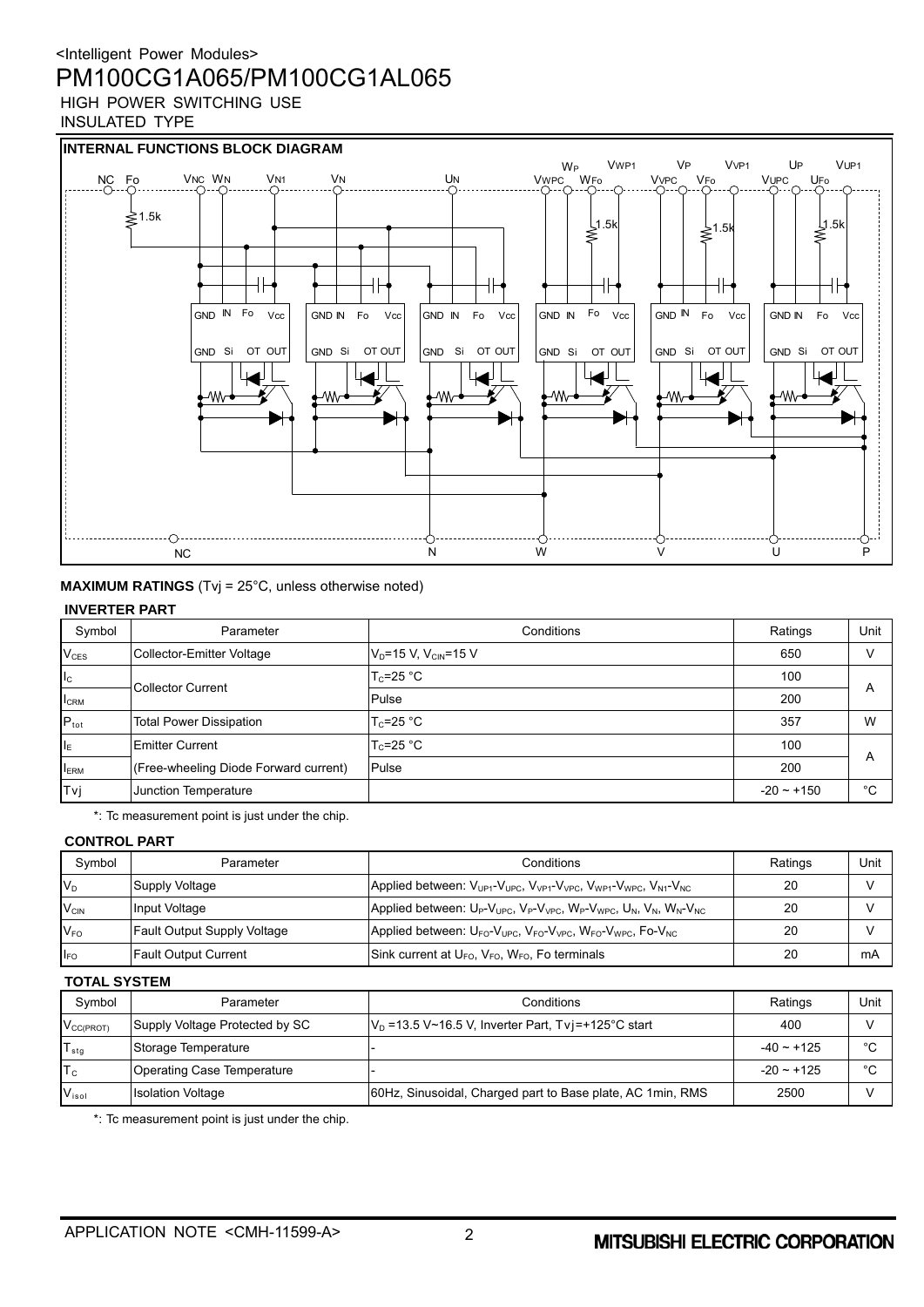## INTERNAL FUNCTIONS BLOCK DIAGRAM

## MAXIMUM RATINGS (Tvj = 25°C, unless otherwise noted)

### INVERTER PART

| Symbol | Parameter | Conditions | Ratings | Unit |
|---|---|---|---|---|
| $V_{CES}$ | Collector-Emitter Voltage | $V_D$=15 V, $V_{CIN}$=15 V | 650 | V |
| $I_C$ | Collector Current | $T_C$=25 °C | 100 | A |
| $I_{CRM}$ | | Pulse | 200 | |
| $P_{tot}$ | Total Power Dissipation | $T_C$=25 °C | 357 | W |
| $I_E$ | Emitter Current | $T_C$=25 °C | 100 | A |
| $I_{ERM}$ | (Free-wheeling Diode Forward current) | Pulse | 200 | |
| Tvj | Junction Temperature | | -20 ~ +150 | °C |

*: Tc measurement point is just under the chip.

### CONTROL PART

| Symbol | Parameter | Conditions | Ratings | Unit |
|---|---|---|---|---|
| $V_D$ | Supply Voltage | Applied between: $V_{UP1}$-$V_{UPC}$, $V_{VP1}$-$V_{VPC}$, $V_{WP1}$-$V_{WPC}$, $V_{N1}$-$V_{NC}$ | 20 | V |
| $V_{CIN}$ | Input Voltage | Applied between: $U_P$-$V_{UPC}$, $V_P$-$V_{VPC}$, $W_P$-$V_{WPC}$, $U_N$, $V_N$, $W_N$-$V_{NC}$ | 20 | V |
| $V_{FO}$ | Fault Output Supply Voltage | Applied between: $U_{FO}$-$V_{UPC}$, $V_{FO}$-$V_{VPC}$, $W_{FO}$-$V_{WPC}$, Fo-$V_{NC}$ | 20 | V |
| $I_{FO}$ | Fault Output Current | Sink current at $U_{FO}$, $V_{FO}$, $W_{FO}$, Fo terminals | 20 | mA |

### TOTAL SYSTEM

| Symbol | Parameter | Conditions | Ratings | Unit |
|---|---|---|---|---|
| $V_{CC(PROT)}$ | Supply Voltage Protected by SC | $V_D$ =13.5 V~16.5 V, Inverter Part, Tvj=+125°C start | 400 | V |
| $T_{stg}$ | Storage Temperature | - | -40 ~ +125 | °C |
| $T_C$ | Operating Case Temperature | - | -20 ~ +125 | °C |
| $V_{isol}$ | Isolation Voltage | 60Hz, Sinusoidal, Charged part to Base plate, AC 1min, RMS | 2500 | V |

*: Tc measurement point is just under the chip.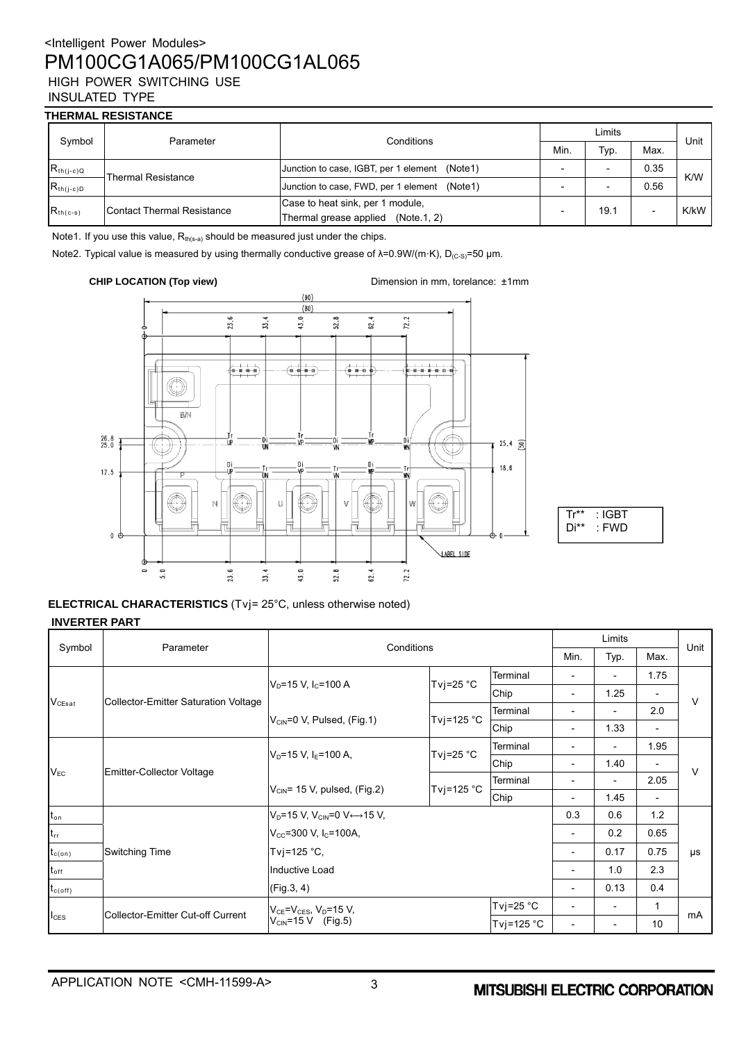## THERMAL RESISTANCE

| Symbol | Parameter | Conditions | Limits | | | Unit |
|---|---|---|---|---|---|---|
| | | | Min. | Typ. | Max. | |
| $R_{th(j-c)Q}$ | Thermal Resistance | Junction to case, IGBT, per 1 element (Note1) | - | - | 0.35 | K/W |
| $R_{th(j-c)D}$ | | Junction to case, FWD, per 1 element (Note1) | - | - | 0.56 | |
| $R_{th(c-s)}$ | Contact Thermal Resistance | Case to heat sink, per 1 module, Thermal grease applied (Note.1, 2) | - | 19.1 | - | K/kW |

Note1. If you use this value, $R_{th(s-a)}$ should be measured just under the chips.

Note2. Typical value is measured by using thermally conductive grease of λ=0.9W/(m·K), $D_{(C-S)}$=50 μm.

**CHIP LOCATION (Top view)** Dimension in mm, torelance: ±1mm

Tr** : IGBT
Di** : FWD

## ELECTRICAL CHARACTERISTICS (Tvj= 25°C, unless otherwise noted)

### INVERTER PART

| Symbol | Parameter | Conditions | | | Limits | | | Unit |
|---|---|---|---|---|---|---|---|---|
| | | | | | Min. | Typ. | Max. | |
| $V_{CEsat}$ | Collector-Emitter Saturation Voltage | $V_D$=15 V, $I_C$=100 A | Tvj=25 °C | Terminal | - | - | 1.75 | V |
| | | | | Chip | - | 1.25 | - | |
| | | $V_{CIN}$=0 V, Pulsed, (Fig.1) | Tvj=125 °C | Terminal | - | - | 2.0 | |
| | | | | Chip | - | 1.33 | - | |
| $V_{EC}$ | Emitter-Collector Voltage | $V_D$=15 V, $I_E$=100 A, | Tvj=25 °C | Terminal | - | - | 1.95 | V |
| | | | | Chip | - | 1.40 | - | |
| | | $V_{CIN}$= 15 V, pulsed, (Fig.2) | Tvj=125 °C | Terminal | - | - | 2.05 | |
| | | | | Chip | - | 1.45 | - | |
| $t_{on}$ | Switching Time | $V_D$=15 V, $V_{CIN}$=0 V↔15 V, | | | 0.3 | 0.6 | 1.2 | μs |
| $t_{rr}$ | | $V_{CC}$=300 V, $I_C$=100A, | | | - | 0.2 | 0.65 | |
| $t_{c(on)}$ | | Tvj=125 °C, | | | - | 0.17 | 0.75 | |
| $t_{off}$ | | Inductive Load | | | - | 1.0 | 2.3 | |
| $t_{c(off)}$ | | (Fig.3, 4) | | | - | 0.13 | 0.4 | |
| $I_{CES}$ | Collector-Emitter Cut-off Current | $V_{CE}$=$V_{CES}$, $V_D$=15 V, $V_{CIN}$=15 V (Fig.5) | | Tvj=25 °C | - | - | 1 | mA |
| | | | | Tvj=125 °C | - | - | 10 | |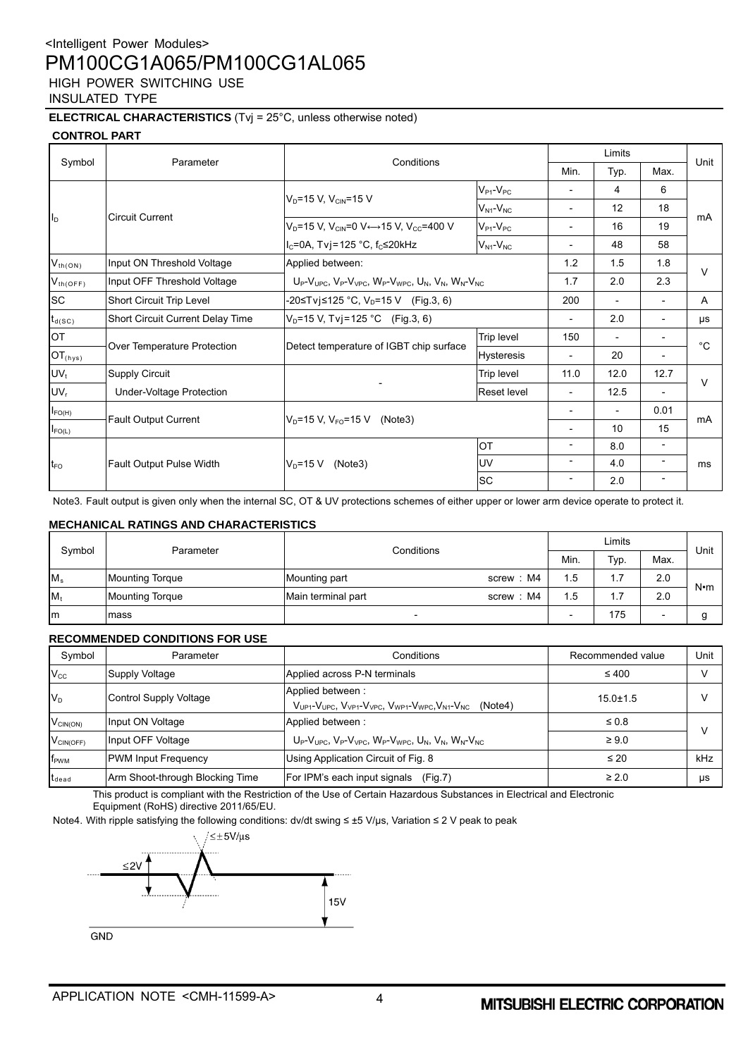<Intelligent Power Modules>

# PM100CG1A065/PM100CG1AL065

HIGH POWER SWITCHING USE

INSULATED TYPE

**ELECTRICAL CHARACTERISTICS** (Tvj = 25°C, unless otherwise noted)

**CONTROL PART**

| Symbol | Parameter | Conditions | | Limits | | | Unit |
|---|---|---|---|---|---|---|---|
| | | | | Min. | Typ. | Max. | |
| $I_D$ | Circuit Current | $V_D$=15 V, $V_{CIN}$=15 V | $V_{P1}$-$V_{PC}$ | - | 4 | 6 | mA |
| | | | $V_{N1}$-$V_{NC}$ | - | 12 | 18 | |
| | | $V_D$=15 V, $V_{CIN}$=0 V⟷15 V, $V_{CC}$=400 V | $V_{P1}$-$V_{PC}$ | - | 16 | 19 | |
| | | $I_C$=0A, Tvj=125 °C, $f_C$≤20kHz | $V_{N1}$-$V_{NC}$ | - | 48 | 58 | |
| $V_{th(ON)}$ | Input ON Threshold Voltage | Applied between: | | 1.2 | 1.5 | 1.8 | V |
| $V_{th(OFF)}$ | Input OFF Threshold Voltage | $U_P$-$V_{UPC}$, $V_P$-$V_{VPC}$, $W_P$-$V_{WPC}$, $U_N$, $V_N$, $W_N$-$V_{NC}$ | | 1.7 | 2.0 | 2.3 | |
| SC | Short Circuit Trip Level | -20≤Tvj≤125 °C, $V_D$=15 V (Fig.3, 6) | | 200 | - | - | A |
| $t_{d(SC)}$ | Short Circuit Current Delay Time | $V_D$=15 V, Tvj=125 °C (Fig.3, 6) | | - | 2.0 | - | μs |
| OT | Over Temperature Protection | Detect temperature of IGBT chip surface | Trip level | 150 | - | - | °C |
| $OT_{(hys)}$ | | | Hysteresis | - | 20 | - | |
| $UV_t$ | Supply Circuit | - | Trip level | 11.0 | 12.0 | 12.7 | V |
| $UV_r$ | Under-Voltage Protection | | Reset level | - | 12.5 | - | |
| $I_{FO(H)}$ | Fault Output Current | $V_D$=15 V, $V_{FO}$=15 V (Note3) | | - | - | 0.01 | mA |
| $I_{FO(L)}$ | | | | - | 10 | 15 | |
| $t_{FO}$ | Fault Output Pulse Width | $V_D$=15 V (Note3) | OT | - | 8.0 | - | ms |
| | | | UV | - | 4.0 | - | |
| | | | SC | - | 2.0 | - | |

Note3. Fault output is given only when the internal SC, OT & UV protections schemes of either upper or lower arm device operate to protect it.

**MECHANICAL RATINGS AND CHARACTERISTICS**

| Symbol | Parameter | Conditions | | Limits | | | Unit |
|---|---|---|---|---|---|---|---|
| | | | | Min. | Typ. | Max. | |
| $M_s$ | Mounting Torque | Mounting part | screw : M4 | 1.5 | 1.7 | 2.0 | N•m |
| $M_t$ | Mounting Torque | Main terminal part | screw : M4 | 1.5 | 1.7 | 2.0 | |
| m | mass | - | | - | 175 | - | g |

**RECOMMENDED CONDITIONS FOR USE**

| Symbol | Parameter | Conditions | Recommended value | Unit |
|---|---|---|---|---|
| $V_{CC}$ | Supply Voltage | Applied across P-N terminals | ≤ 400 | V |
| $V_D$ | Control Supply Voltage | Applied between : $V_{UP1}$-$V_{UPC}$, $V_{VP1}$-$V_{VPC}$, $V_{WP1}$-$V_{WPC}$,$V_{N1}$-$V_{NC}$ (Note4) | 15.0±1.5 | V |
| $V_{CIN(ON)}$ | Input ON Voltage | Applied between : | ≤ 0.8 | V |
| $V_{CIN(OFF)}$ | Input OFF Voltage | $U_P$-$V_{UPC}$, $V_P$-$V_{VPC}$, $W_P$-$V_{WPC}$, $U_N$, $V_N$, $W_N$-$V_{NC}$ | ≥ 9.0 | |
| $f_{PWM}$ | PWM Input Frequency | Using Application Circuit of Fig. 8 | ≤ 20 | kHz |
| $t_{dead}$ | Arm Shoot-through Blocking Time | For IPM's each input signals (Fig.7) | ≥ 2.0 | μs |

This product is compliant with the Restriction of the Use of Certain Hazardous Substances in Electrical and Electronic Equipment (RoHS) directive 2011/65/EU.

Note4. With ripple satisfying the following conditions: dv/dt swing ≤ ±5 V/μs, Variation ≤ 2 V peak to peak

≤±5V/μs

≤2V

15V

GND

APPLICATION NOTE <CMH-11599-A>

MITSUBISHI ELECTRIC CORPORATION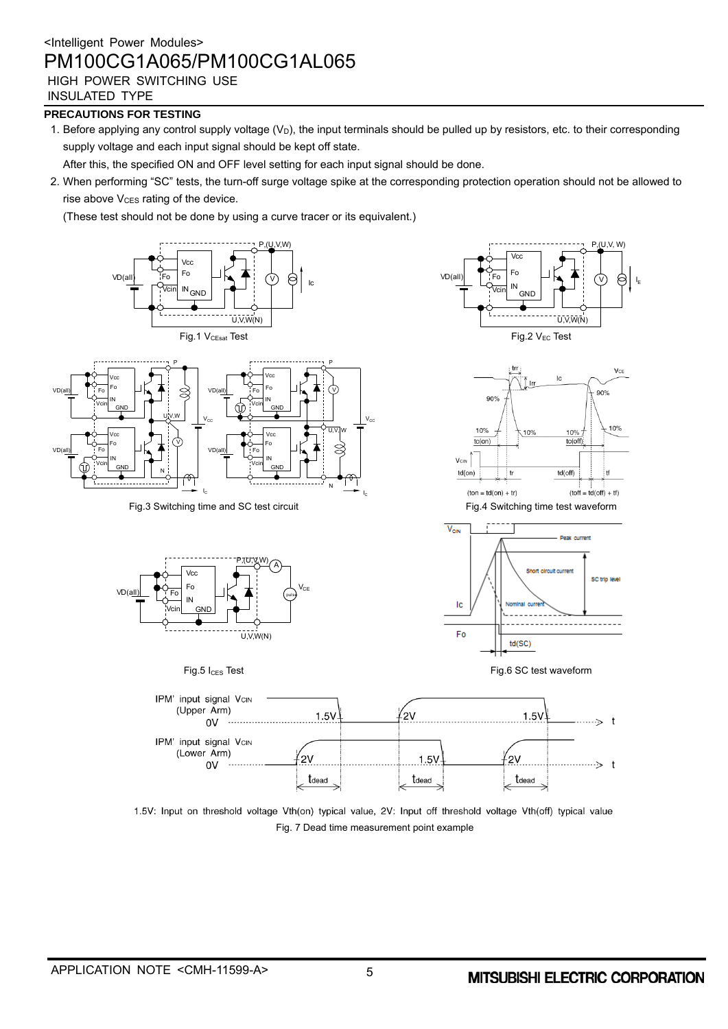## PRECAUTIONS FOR TESTING

1. Before applying any control supply voltage ($V_D$), the input terminals should be pulled up by resistors, etc. to their corresponding supply voltage and each input signal should be kept off state.

   After this, the specified ON and OFF level setting for each input signal should be done.

2. When performing "SC" tests, the turn-off surge voltage spike at the corresponding protection operation should not be allowed to rise above $V_{CES}$ rating of the device.

   (These test should not be done by using a curve tracer or its equivalent.)

Fig.1 $V_{CEsat}$ Test

Fig.2 $V_{EC}$ Test

Fig.3 Switching time and SC test circuit

Fig.4 Switching time test waveform

Fig.5 $I_{CES}$ Test

Fig.6 SC test waveform

1.5V: Input on threshold voltage Vth(on) typical value, 2V: Input off threshold voltage Vth(off) typical value

Fig. 7 Dead time measurement point example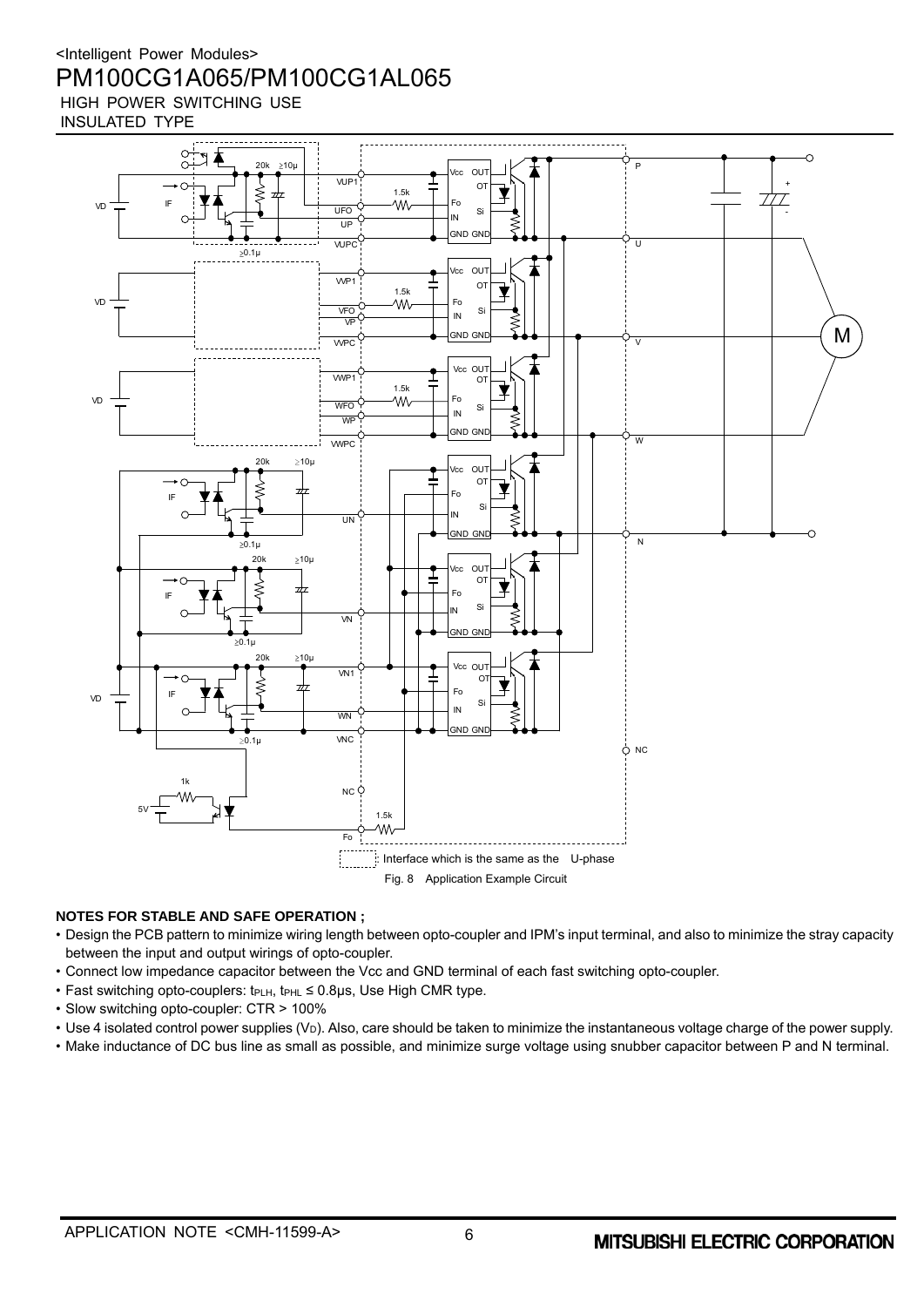<Intelligent Power Modules>

# PM100CG1A065/PM100CG1AL065

HIGH POWER SWITCHING USE
INSULATED TYPE

: Interface which is the same as the U-phase

Fig. 8 Application Example Circuit

**NOTES FOR STABLE AND SAFE OPERATION ;**

- Design the PCB pattern to minimize wiring length between opto-coupler and IPM's input terminal, and also to minimize the stray capacity between the input and output wirings of opto-coupler.
- Connect low impedance capacitor between the Vcc and GND terminal of each fast switching opto-coupler.
- Fast switching opto-couplers: $t_{PLH}$, $t_{PHL} \leq 0.8\mu s$, Use High CMR type.
- Slow switching opto-coupler: CTR > 100%
- Use 4 isolated control power supplies ($V_D$). Also, care should be taken to minimize the instantaneous voltage charge of the power supply.
- Make inductance of DC bus line as small as possible, and minimize surge voltage using snubber capacitor between P and N terminal.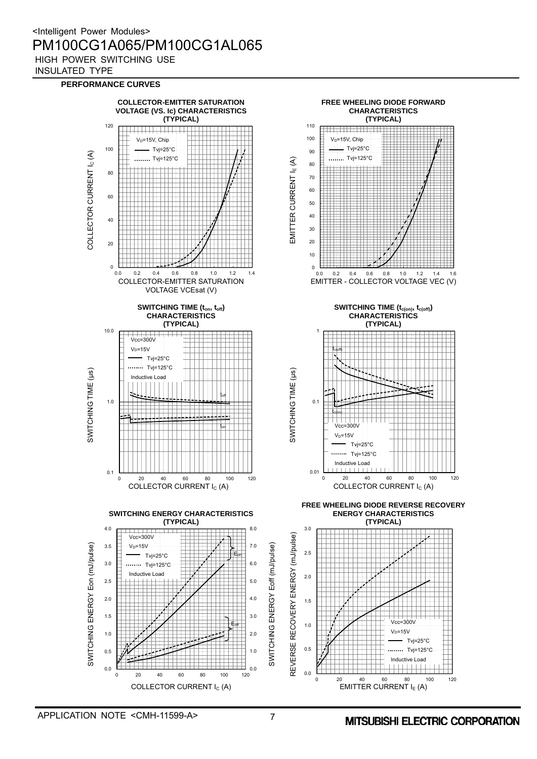<Intelligent Power Modules>

# PM100CG1A065/PM100CG1AL065

HIGH POWER SWITCHING USE
INSULATED TYPE

## PERFORMANCE CURVES

**COLLECTOR-EMITTER SATURATION VOLTAGE (VS. Ic) CHARACTERISTICS (TYPICAL)**

$V_D$=15V, Chip
Tvj=25°C
Tvj=125°C

COLLECTOR CURRENT $I_C$ (A)
COLLECTOR-EMITTER SATURATION VOLTAGE VCEsat (V)

**FREE WHEELING DIODE FORWARD CHARACTERISTICS (TYPICAL)**

$V_D$=15V, Chip
Tvj=25°C
Tvj=125°C

EMITTER CURRENT $I_E$ (A)
EMITTER - COLLECTOR VOLTAGE VEC (V)

**SWITCHING TIME ($t_{on}$, $t_{off}$) CHARACTERISTICS (TYPICAL)**

Vcc=300V
$V_D$=15V
Tvj=25°C
Tvj=125°C
Inductive Load

$t_{off}$
$t_{on}$

SWITCHING TIME (μs)
COLLECTOR CURRENT $I_C$ (A)

**SWITCHING TIME ($t_{c(on)}$, $t_{c(off)}$) CHARACTERISTICS (TYPICAL)**

$t_{c(off)}$
$t_{c(on)}$

Vcc=300V
$V_D$=15V
Tvj=25°C
Tvj=125°C
Inductive Load

SWITCHING TIME (μs)
COLLECTOR CURRENT $I_C$ (A)

**SWITCHING ENERGY CHARACTERISTICS (TYPICAL)**

Vcc=300V
$V_D$=15V
Tvj=25°C
Tvj=125°C
Inductive Load

$E_{on}$
$E_{off}$

SWITCHING ENERGY Eon (mJ/pulse)
SWITCHING ENERGY Eoff (mJ/pulse)
COLLECTOR CURRENT $I_C$ (A)

**FREE WHEELING DIODE REVERSE RECOVERY ENERGY CHARACTERISTICS (TYPICAL)**

Vcc=300V
$V_D$=15V
Tvj=25°C
Tvj=125°C
Inductive Load

REVERSE RECOVERY ENERGY (mJ/pulse)
EMITTER CURRENT $I_E$ (A)

APPLICATION NOTE <CMH-11599-A>

MITSUBISHI ELECTRIC CORPORATION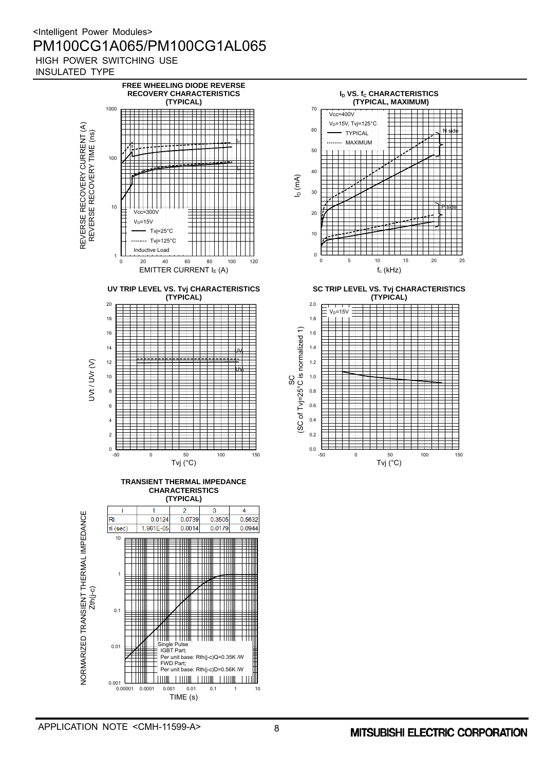<Intelligent Power Modules>

# PM100CG1A065/PM100CG1AL065

HIGH POWER SWITCHING USE

INSULATED TYPE

**FREE WHEELING DIODE REVERSE RECOVERY CHARACTERISTICS (TYPICAL)**

REVERSE RECOVERY CURRENT (A) / REVERSE RECOVERY TIME (ns) vs. EMITTER CURRENT $I_E$ (A)

Vcc=300V, $V_D$=15V, Tvj=25°C (solid), Tvj=125°C (dotted), Inductive Load; curves: $I_{rr}$, $t_{rr}$

**$I_D$ VS. $f_c$ CHARACTERISTICS (TYPICAL, MAXIMUM)**

$I_D$ (mA) vs. $f_c$ (kHz)

Vcc=400V, $V_D$=15V, Tvj=125°C; TYPICAL (solid), MAXIMUM (dotted); N side, P side

**UV TRIP LEVEL VS. Tvj CHARACTERISTICS (TYPICAL)**

UVt / UVr (V) vs. Tvj (°C); curves: UVt, UVr

**SC TRIP LEVEL VS. Tvj CHARACTERISTICS (TYPICAL)**

SC (SC of Tvj=25°C is normalized 1) vs. Tvj (°C); $V_D$=15V

**TRANSIENT THERMAL IMPEDANCE CHARACTERISTICS (TYPICAL)**

| i | 1 | 2 | 3 | 4 |
|---|---|---|---|---|
| Ri | 0.0124 | 0.0739 | 0.3505 | 0.5632 |
| τi (sec) | 1.961E-05 | 0.0014 | 0.0179 | 0.0944 |

NORMARIZED TRANSIENT THERMAL IMPEDANCE Zth(j-c) vs. TIME (s)

Single Pulse
IGBT Part;
Per unit base: Rth(j-c)Q=0.35K /W
FWD Part;
Per unit base: Rth(j-c)D=0.56K /W

APPLICATION NOTE <CMH-11599-A>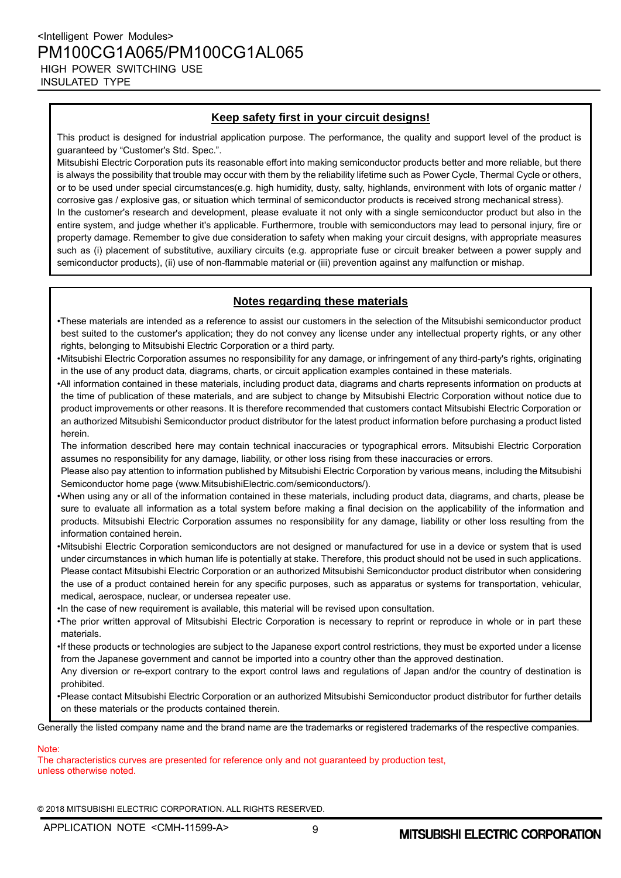## Keep safety first in your circuit designs!

This product is designed for industrial application purpose. The performance, the quality and support level of the product is guaranteed by "Customer's Std. Spec.".
Mitsubishi Electric Corporation puts its reasonable effort into making semiconductor products better and more reliable, but there is always the possibility that trouble may occur with them by the reliability lifetime such as Power Cycle, Thermal Cycle or others, or to be used under special circumstances(e.g. high humidity, dusty, salty, highlands, environment with lots of organic matter / corrosive gas / explosive gas, or situation which terminal of semiconductor products is received strong mechanical stress).
In the customer's research and development, please evaluate it not only with a single semiconductor product but also in the entire system, and judge whether it's applicable. Furthermore, trouble with semiconductors may lead to personal injury, fire or property damage. Remember to give due consideration to safety when making your circuit designs, with appropriate measures such as (i) placement of substitutive, auxiliary circuits (e.g. appropriate fuse or circuit breaker between a power supply and semiconductor products), (ii) use of non-flammable material or (iii) prevention against any malfunction or mishap.

## Notes regarding these materials

- These materials are intended as a reference to assist our customers in the selection of the Mitsubishi semiconductor product best suited to the customer's application; they do not convey any license under any intellectual property rights, or any other rights, belonging to Mitsubishi Electric Corporation or a third party.
- Mitsubishi Electric Corporation assumes no responsibility for any damage, or infringement of any third-party's rights, originating in the use of any product data, diagrams, charts, or circuit application examples contained in these materials.
- All information contained in these materials, including product data, diagrams and charts represents information on products at the time of publication of these materials, and are subject to change by Mitsubishi Electric Corporation without notice due to product improvements or other reasons. It is therefore recommended that customers contact Mitsubishi Electric Corporation or an authorized Mitsubishi Semiconductor product distributor for the latest product information before purchasing a product listed herein.
  The information described here may contain technical inaccuracies or typographical errors. Mitsubishi Electric Corporation assumes no responsibility for any damage, liability, or other loss rising from these inaccuracies or errors.
  Please also pay attention to information published by Mitsubishi Electric Corporation by various means, including the Mitsubishi Semiconductor home page (www.MitsubishiElectric.com/semiconductors/).
- When using any or all of the information contained in these materials, including product data, diagrams, and charts, please be sure to evaluate all information as a total system before making a final decision on the applicability of the information and products. Mitsubishi Electric Corporation assumes no responsibility for any damage, liability or other loss resulting from the information contained herein.
- Mitsubishi Electric Corporation semiconductors are not designed or manufactured for use in a device or system that is used under circumstances in which human life is potentially at stake. Therefore, this product should not be used in such applications. Please contact Mitsubishi Electric Corporation or an authorized Mitsubishi Semiconductor product distributor when considering the use of a product contained herein for any specific purposes, such as apparatus or systems for transportation, vehicular, medical, aerospace, nuclear, or undersea repeater use.
- In the case of new requirement is available, this material will be revised upon consultation.
- The prior written approval of Mitsubishi Electric Corporation is necessary to reprint or reproduce in whole or in part these materials.
- If these products or technologies are subject to the Japanese export control restrictions, they must be exported under a license from the Japanese government and cannot be imported into a country other than the approved destination.
  Any diversion or re-export contrary to the export control laws and regulations of Japan and/or the country of destination is prohibited.
- Please contact Mitsubishi Electric Corporation or an authorized Mitsubishi Semiconductor product distributor for further details on these materials or the products contained therein.

Generally the listed company name and the brand name are the trademarks or registered trademarks of the respective companies.

Note:
The characteristics curves are presented for reference only and not guaranteed by production test, unless otherwise noted.

© 2018 MITSUBISHI ELECTRIC CORPORATION. ALL RIGHTS RESERVED.